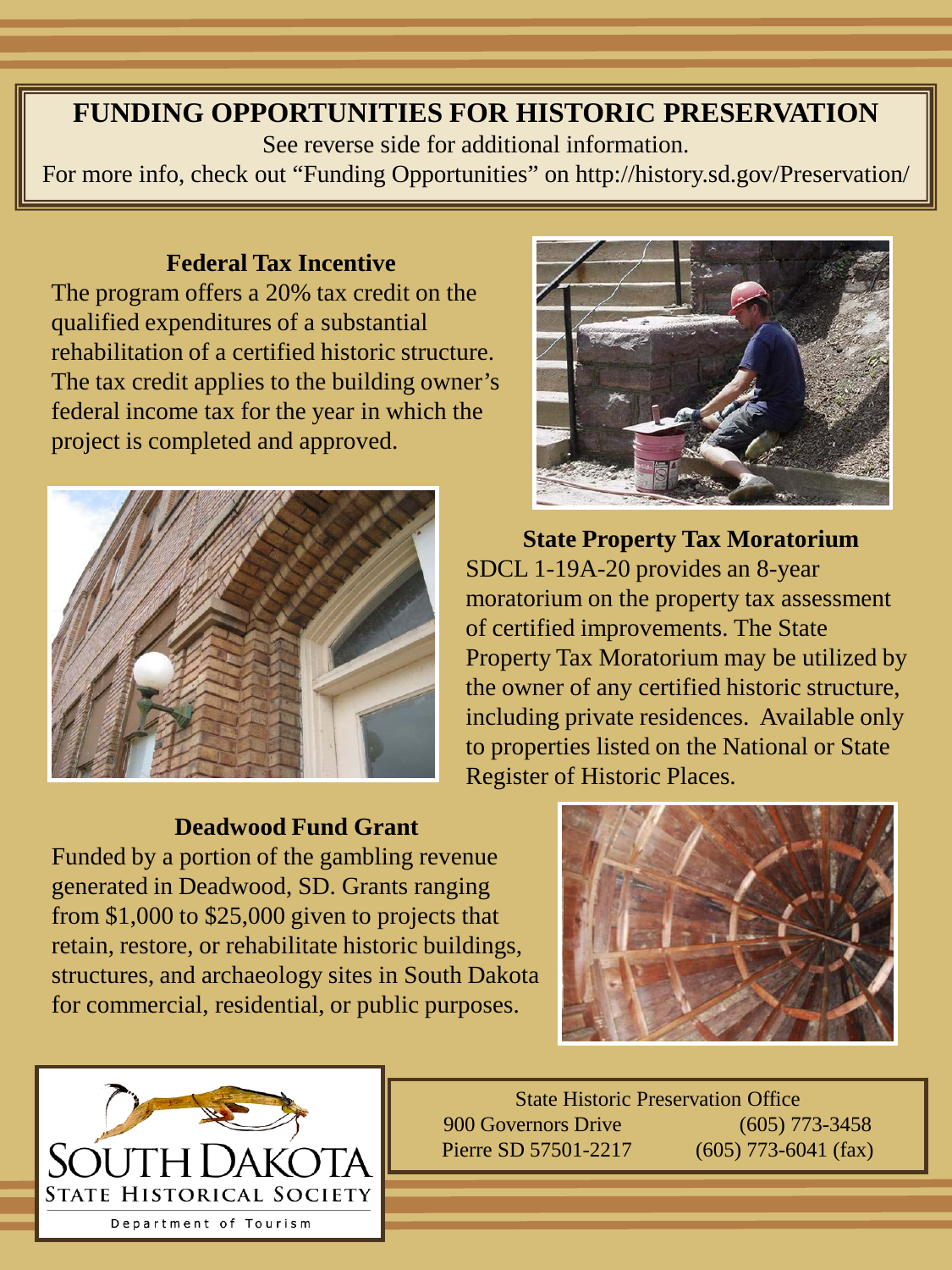# FUNDING OPPORTUNITIES FOR HISTORIC PRESERVATION

See reverse side for additional information.

For more info, check out “Funding Opportunities” on http://history.sd.gov/Preservation/

## Federal Tax Incentive

The program offers a 20% tax credit on the qualified expenditures of a substantial rehabilitation of a certified historic structure. The tax credit applies to the building owner’s federal income tax for the year in which the project is completed and approved.

## State Property Tax Moratorium

SDCL 1-19A-20 provides an 8-year moratorium on the property tax assessment of certified improvements. The State Property Tax Moratorium may be utilized by the owner of any certified historic structure, including private residences. Available only to properties listed on the National or State Register of Historic Places.

## Deadwood Fund Grant

Funded by a portion of the gambling revenue generated in Deadwood, SD. Grants ranging from $1,000 to $25,000 given to projects that retain, restore, or rehabilitate historic buildings, structures, and archaeology sites in South Dakota for commercial, residential, or public purposes.

SOUTH DAKOTA STATE HISTORICAL SOCIETY

Department of Tourism

State Historic Preservation Office
900 Governors Drive (605) 773-3458
Pierre SD 57501-2217 (605) 773-6041 (fax)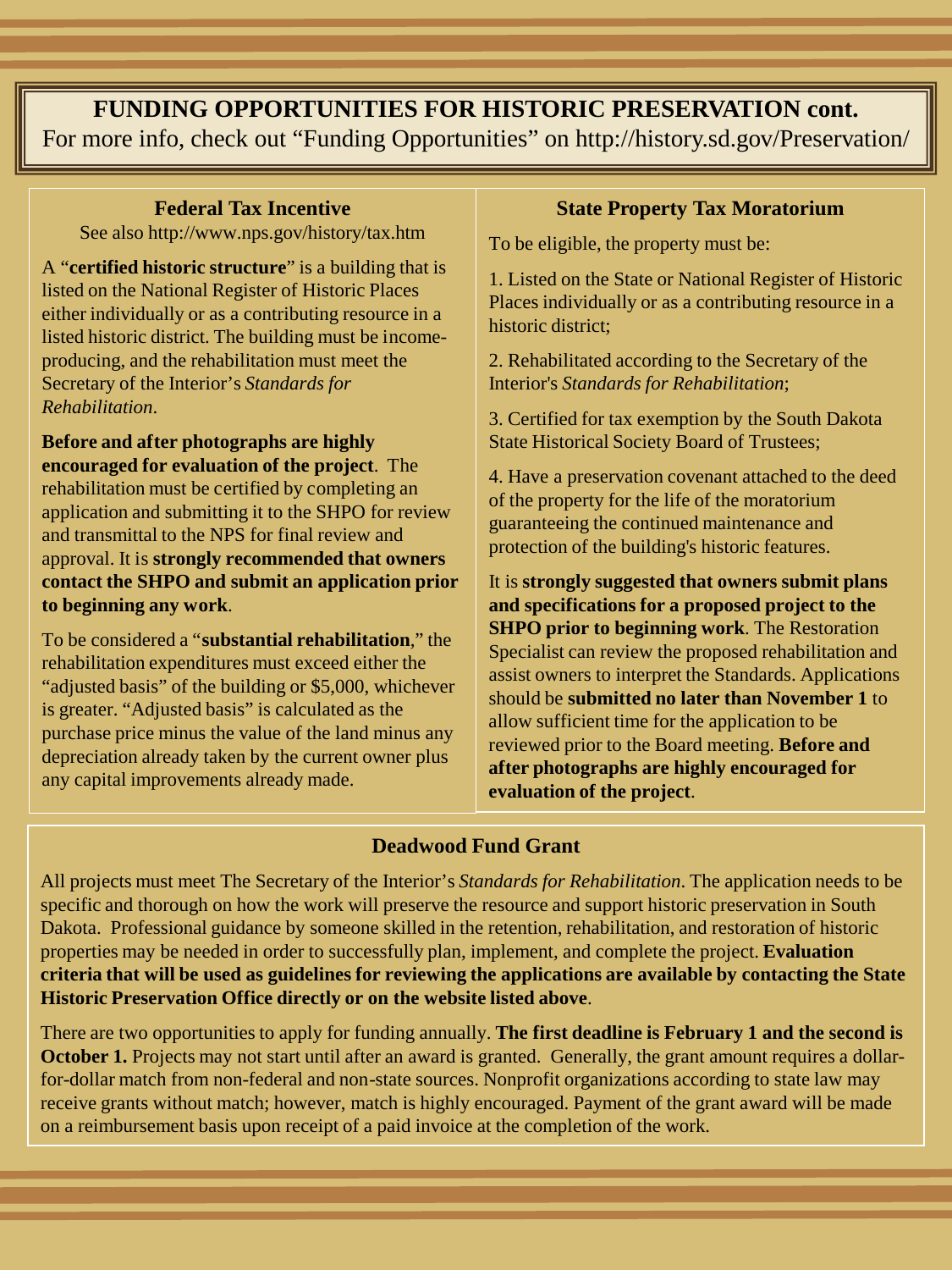# FUNDING OPPORTUNITIES FOR HISTORIC PRESERVATION cont.

For more info, check out "Funding Opportunities" on http://history.sd.gov/Preservation/

## Federal Tax Incentive

See also http://www.nps.gov/history/tax.htm

A "**certified historic structure**" is a building that is listed on the National Register of Historic Places either individually or as a contributing resource in a listed historic district. The building must be income-producing, and the rehabilitation must meet the Secretary of the Interior's *Standards for Rehabilitation*.

**Before and after photographs are highly encouraged for evaluation of the project**. The rehabilitation must be certified by completing an application and submitting it to the SHPO for review and transmittal to the NPS for final review and approval. It is **strongly recommended that owners contact the SHPO and submit an application prior to beginning any work**.

To be considered a "**substantial rehabilitation**," the rehabilitation expenditures must exceed either the "adjusted basis" of the building or $5,000, whichever is greater. "Adjusted basis" is calculated as the purchase price minus the value of the land minus any depreciation already taken by the current owner plus any capital improvements already made.

## State Property Tax Moratorium

To be eligible, the property must be:

1. Listed on the State or National Register of Historic Places individually or as a contributing resource in a historic district;

2. Rehabilitated according to the Secretary of the Interior's *Standards for Rehabilitation*;

3. Certified for tax exemption by the South Dakota State Historical Society Board of Trustees;

4. Have a preservation covenant attached to the deed of the property for the life of the moratorium guaranteeing the continued maintenance and protection of the building's historic features.

It is **strongly suggested that owners submit plans and specifications for a proposed project to the SHPO prior to beginning work**. The Restoration Specialist can review the proposed rehabilitation and assist owners to interpret the Standards. Applications should be **submitted no later than November 1** to allow sufficient time for the application to be reviewed prior to the Board meeting. **Before and after photographs are highly encouraged for evaluation of the project**.

## Deadwood Fund Grant

All projects must meet The Secretary of the Interior's *Standards for Rehabilitation*. The application needs to be specific and thorough on how the work will preserve the resource and support historic preservation in South Dakota. Professional guidance by someone skilled in the retention, rehabilitation, and restoration of historic properties may be needed in order to successfully plan, implement, and complete the project. **Evaluation criteria that will be used as guidelines for reviewing the applications are available by contacting the State Historic Preservation Office directly or on the website listed above**.

There are two opportunities to apply for funding annually. **The first deadline is February 1 and the second is October 1.** Projects may not start until after an award is granted. Generally, the grant amount requires a dollar-for-dollar match from non-federal and non-state sources. Nonprofit organizations according to state law may receive grants without match; however, match is highly encouraged. Payment of the grant award will be made on a reimbursement basis upon receipt of a paid invoice at the completion of the work.